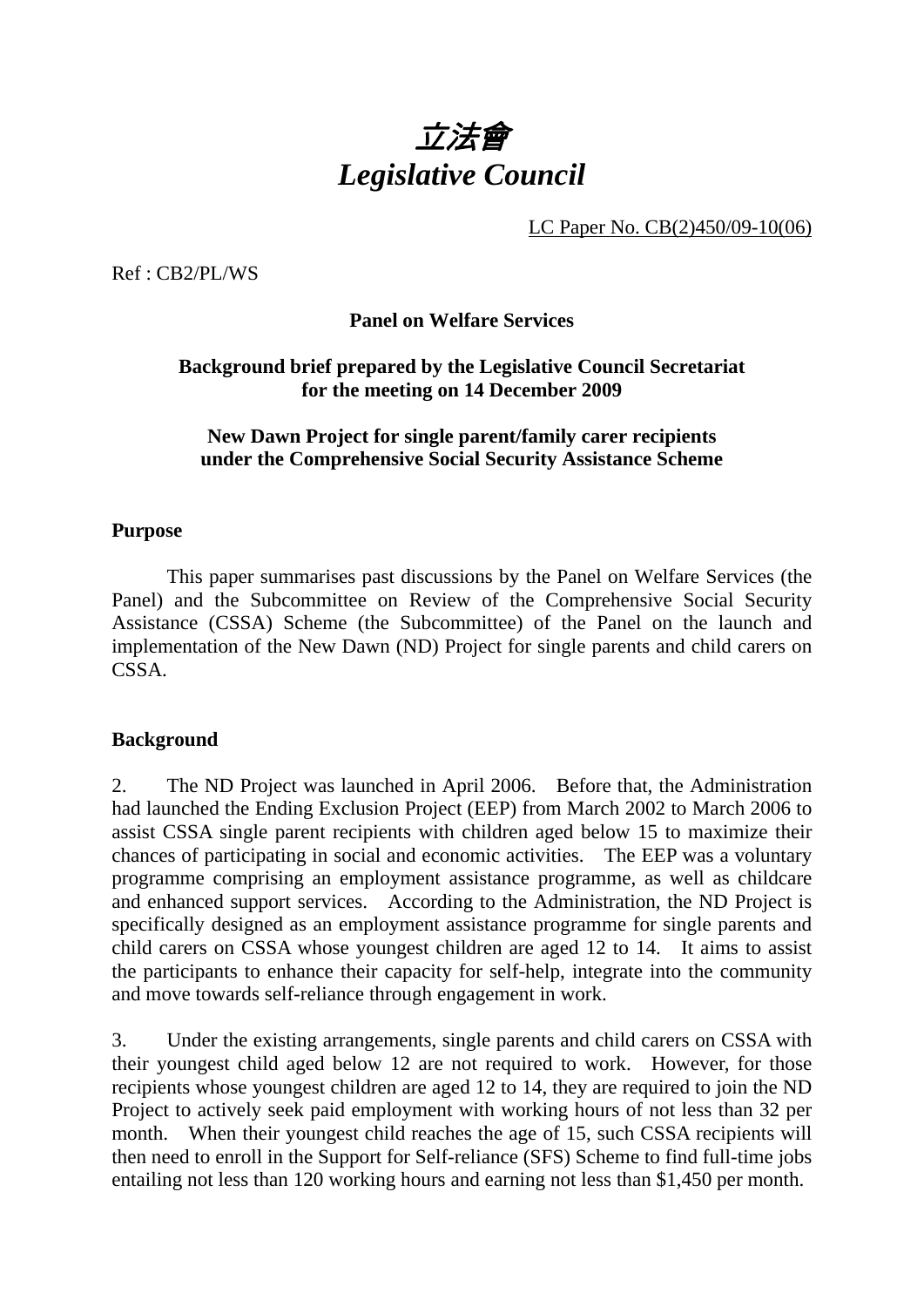# *立法會*
# *Legislative Council*

LC Paper No. CB(2)450/09-10(06)

Ref : CB2/PL/WS

**Panel on Welfare Services**

**Background brief prepared by the Legislative Council Secretariat for the meeting on 14 December 2009**

**New Dawn Project for single parent/family carer recipients under the Comprehensive Social Security Assistance Scheme**

## Purpose

This paper summarises past discussions by the Panel on Welfare Services (the Panel) and the Subcommittee on Review of the Comprehensive Social Security Assistance (CSSA) Scheme (the Subcommittee) of the Panel on the launch and implementation of the New Dawn (ND) Project for single parents and child carers on CSSA.

## Background

2. The ND Project was launched in April 2006. Before that, the Administration had launched the Ending Exclusion Project (EEP) from March 2002 to March 2006 to assist CSSA single parent recipients with children aged below 15 to maximize their chances of participating in social and economic activities. The EEP was a voluntary programme comprising an employment assistance programme, as well as childcare and enhanced support services. According to the Administration, the ND Project is specifically designed as an employment assistance programme for single parents and child carers on CSSA whose youngest children are aged 12 to 14. It aims to assist the participants to enhance their capacity for self-help, integrate into the community and move towards self-reliance through engagement in work.

3. Under the existing arrangements, single parents and child carers on CSSA with their youngest child aged below 12 are not required to work. However, for those recipients whose youngest children are aged 12 to 14, they are required to join the ND Project to actively seek paid employment with working hours of not less than 32 per month. When their youngest child reaches the age of 15, such CSSA recipients will then need to enroll in the Support for Self-reliance (SFS) Scheme to find full-time jobs entailing not less than 120 working hours and earning not less than $1,450 per month.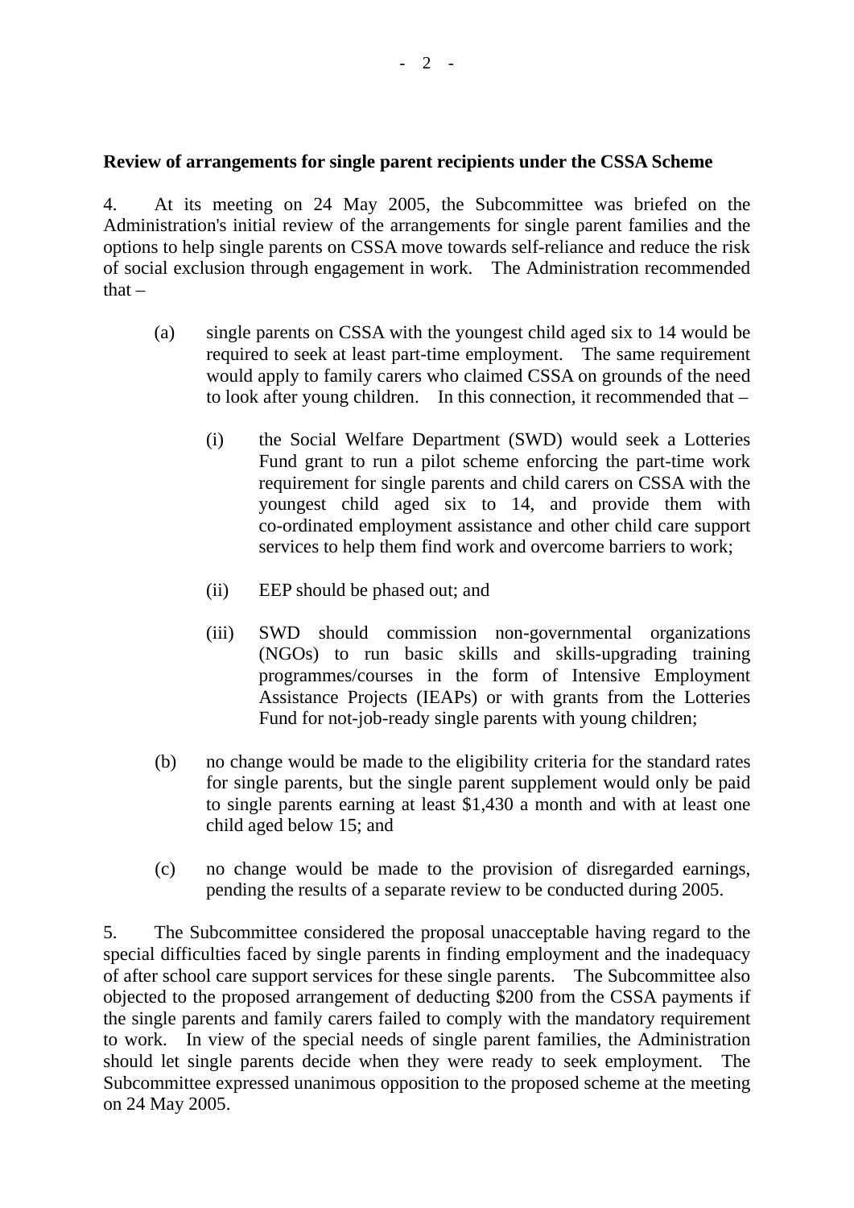**Review of arrangements for single parent recipients under the CSSA Scheme**

4. At its meeting on 24 May 2005, the Subcommittee was briefed on the Administration's initial review of the arrangements for single parent families and the options to help single parents on CSSA move towards self-reliance and reduce the risk of social exclusion through engagement in work. The Administration recommended that –

(a) single parents on CSSA with the youngest child aged six to 14 would be required to seek at least part-time employment. The same requirement would apply to family carers who claimed CSSA on grounds of the need to look after young children. In this connection, it recommended that –

 (i) the Social Welfare Department (SWD) would seek a Lotteries Fund grant to run a pilot scheme enforcing the part-time work requirement for single parents and child carers on CSSA with the youngest child aged six to 14, and provide them with co-ordinated employment assistance and other child care support services to help them find work and overcome barriers to work;

 (ii) EEP should be phased out; and

 (iii) SWD should commission non-governmental organizations (NGOs) to run basic skills and skills-upgrading training programmes/courses in the form of Intensive Employment Assistance Projects (IEAPs) or with grants from the Lotteries Fund for not-job-ready single parents with young children;

(b) no change would be made to the eligibility criteria for the standard rates for single parents, but the single parent supplement would only be paid to single parents earning at least $1,430 a month and with at least one child aged below 15; and

(c) no change would be made to the provision of disregarded earnings, pending the results of a separate review to be conducted during 2005.

5. The Subcommittee considered the proposal unacceptable having regard to the special difficulties faced by single parents in finding employment and the inadequacy of after school care support services for these single parents. The Subcommittee also objected to the proposed arrangement of deducting $200 from the CSSA payments if the single parents and family carers failed to comply with the mandatory requirement to work. In view of the special needs of single parent families, the Administration should let single parents decide when they were ready to seek employment. The Subcommittee expressed unanimous opposition to the proposed scheme at the meeting on 24 May 2005.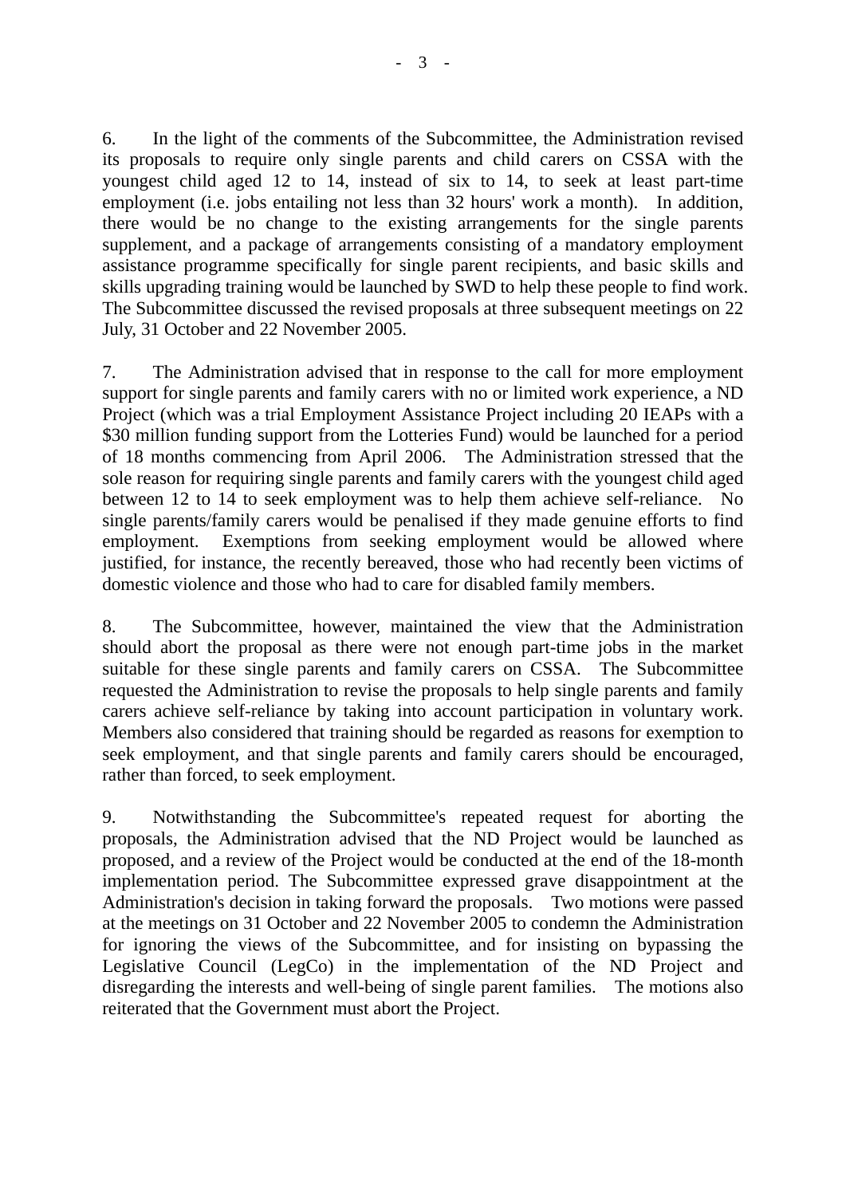6. In the light of the comments of the Subcommittee, the Administration revised its proposals to require only single parents and child carers on CSSA with the youngest child aged 12 to 14, instead of six to 14, to seek at least part-time employment (i.e. jobs entailing not less than 32 hours' work a month). In addition, there would be no change to the existing arrangements for the single parents supplement, and a package of arrangements consisting of a mandatory employment assistance programme specifically for single parent recipients, and basic skills and skills upgrading training would be launched by SWD to help these people to find work. The Subcommittee discussed the revised proposals at three subsequent meetings on 22 July, 31 October and 22 November 2005.

7. The Administration advised that in response to the call for more employment support for single parents and family carers with no or limited work experience, a ND Project (which was a trial Employment Assistance Project including 20 IEAPs with a $30 million funding support from the Lotteries Fund) would be launched for a period of 18 months commencing from April 2006. The Administration stressed that the sole reason for requiring single parents and family carers with the youngest child aged between 12 to 14 to seek employment was to help them achieve self-reliance. No single parents/family carers would be penalised if they made genuine efforts to find employment. Exemptions from seeking employment would be allowed where justified, for instance, the recently bereaved, those who had recently been victims of domestic violence and those who had to care for disabled family members.

8. The Subcommittee, however, maintained the view that the Administration should abort the proposal as there were not enough part-time jobs in the market suitable for these single parents and family carers on CSSA. The Subcommittee requested the Administration to revise the proposals to help single parents and family carers achieve self-reliance by taking into account participation in voluntary work. Members also considered that training should be regarded as reasons for exemption to seek employment, and that single parents and family carers should be encouraged, rather than forced, to seek employment.

9. Notwithstanding the Subcommittee's repeated request for aborting the proposals, the Administration advised that the ND Project would be launched as proposed, and a review of the Project would be conducted at the end of the 18-month implementation period. The Subcommittee expressed grave disappointment at the Administration's decision in taking forward the proposals. Two motions were passed at the meetings on 31 October and 22 November 2005 to condemn the Administration for ignoring the views of the Subcommittee, and for insisting on bypassing the Legislative Council (LegCo) in the implementation of the ND Project and disregarding the interests and well-being of single parent families. The motions also reiterated that the Government must abort the Project.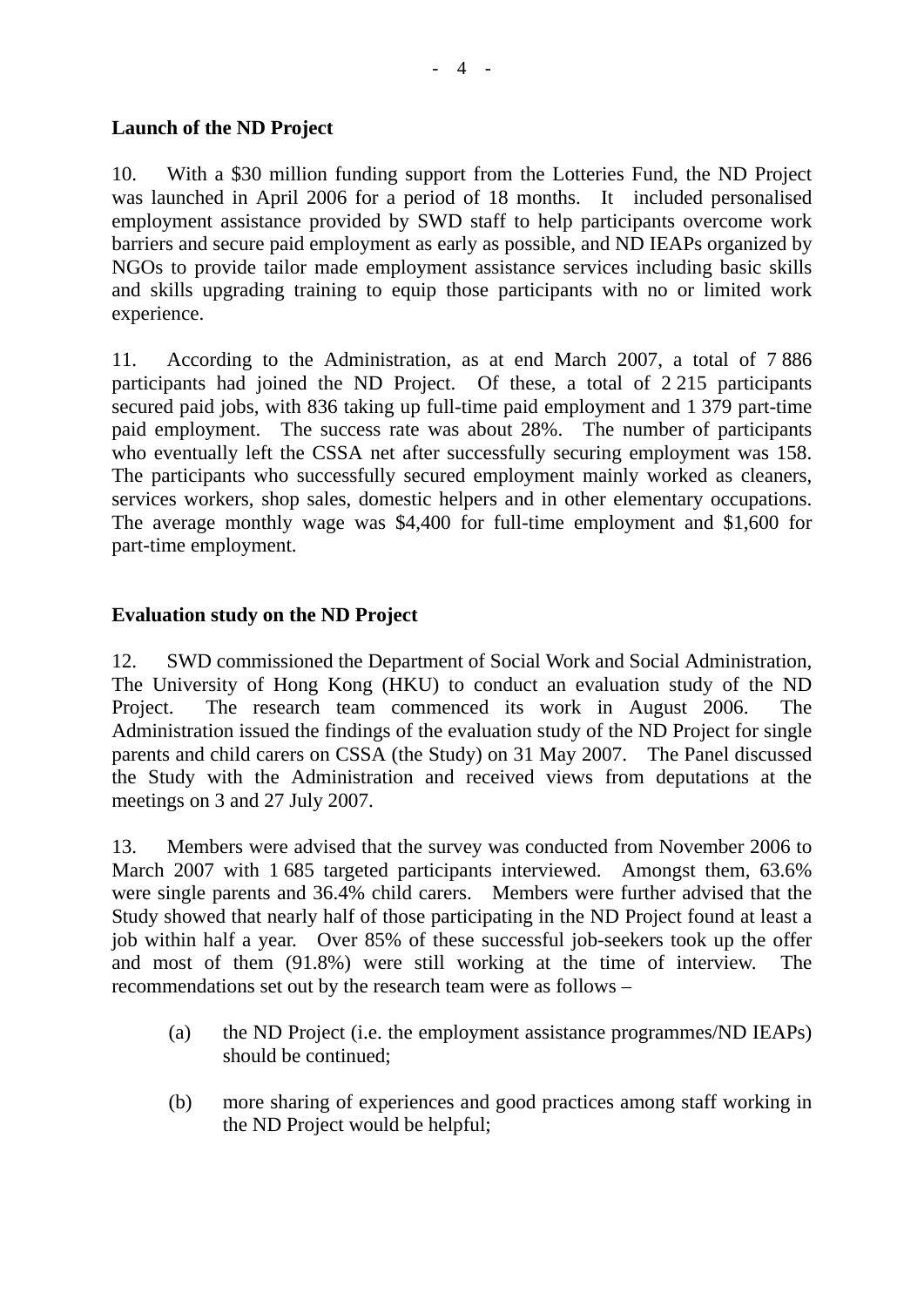**Launch of the ND Project**

10. With a $30 million funding support from the Lotteries Fund, the ND Project was launched in April 2006 for a period of 18 months. It included personalised employment assistance provided by SWD staff to help participants overcome work barriers and secure paid employment as early as possible, and ND IEAPs organized by NGOs to provide tailor made employment assistance services including basic skills and skills upgrading training to equip those participants with no or limited work experience.

11. According to the Administration, as at end March 2007, a total of 7 886 participants had joined the ND Project. Of these, a total of 2 215 participants secured paid jobs, with 836 taking up full-time paid employment and 1 379 part-time paid employment. The success rate was about 28%. The number of participants who eventually left the CSSA net after successfully securing employment was 158. The participants who successfully secured employment mainly worked as cleaners, services workers, shop sales, domestic helpers and in other elementary occupations. The average monthly wage was $4,400 for full-time employment and $1,600 for part-time employment.

**Evaluation study on the ND Project**

12. SWD commissioned the Department of Social Work and Social Administration, The University of Hong Kong (HKU) to conduct an evaluation study of the ND Project. The research team commenced its work in August 2006. The Administration issued the findings of the evaluation study of the ND Project for single parents and child carers on CSSA (the Study) on 31 May 2007. The Panel discussed the Study with the Administration and received views from deputations at the meetings on 3 and 27 July 2007.

13. Members were advised that the survey was conducted from November 2006 to March 2007 with 1 685 targeted participants interviewed. Amongst them, 63.6% were single parents and 36.4% child carers. Members were further advised that the Study showed that nearly half of those participating in the ND Project found at least a job within half a year. Over 85% of these successful job-seekers took up the offer and most of them (91.8%) were still working at the time of interview. The recommendations set out by the research team were as follows –

(a) the ND Project (i.e. the employment assistance programmes/ND IEAPs) should be continued;

(b) more sharing of experiences and good practices among staff working in the ND Project would be helpful;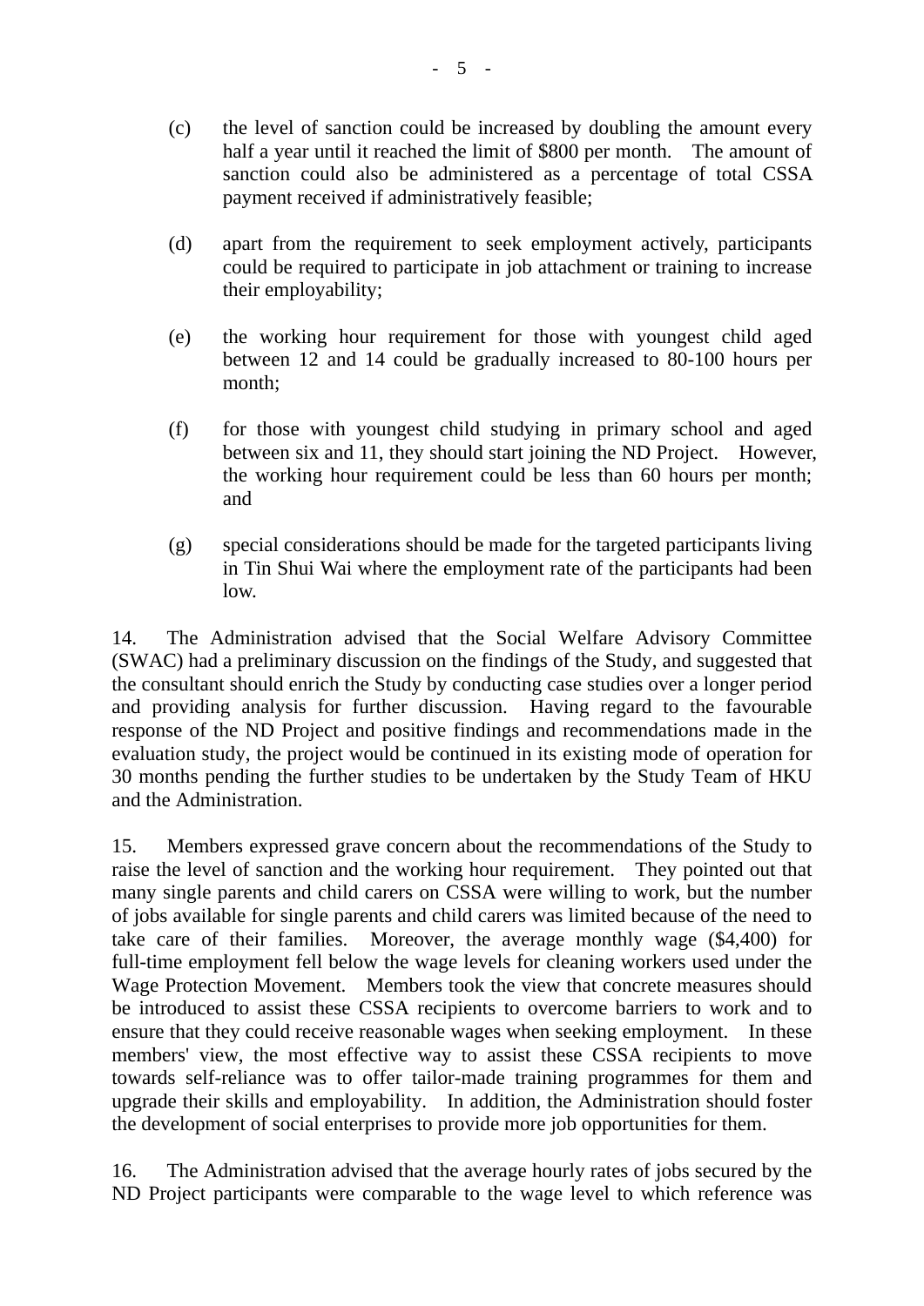(c) the level of sanction could be increased by doubling the amount every half a year until it reached the limit of $800 per month. The amount of sanction could also be administered as a percentage of total CSSA payment received if administratively feasible;

(d) apart from the requirement to seek employment actively, participants could be required to participate in job attachment or training to increase their employability;

(e) the working hour requirement for those with youngest child aged between 12 and 14 could be gradually increased to 80-100 hours per month;

(f) for those with youngest child studying in primary school and aged between six and 11, they should start joining the ND Project. However, the working hour requirement could be less than 60 hours per month; and

(g) special considerations should be made for the targeted participants living in Tin Shui Wai where the employment rate of the participants had been low.

14. The Administration advised that the Social Welfare Advisory Committee (SWAC) had a preliminary discussion on the findings of the Study, and suggested that the consultant should enrich the Study by conducting case studies over a longer period and providing analysis for further discussion. Having regard to the favourable response of the ND Project and positive findings and recommendations made in the evaluation study, the project would be continued in its existing mode of operation for 30 months pending the further studies to be undertaken by the Study Team of HKU and the Administration.

15. Members expressed grave concern about the recommendations of the Study to raise the level of sanction and the working hour requirement. They pointed out that many single parents and child carers on CSSA were willing to work, but the number of jobs available for single parents and child carers was limited because of the need to take care of their families. Moreover, the average monthly wage ($4,400) for full-time employment fell below the wage levels for cleaning workers used under the Wage Protection Movement. Members took the view that concrete measures should be introduced to assist these CSSA recipients to overcome barriers to work and to ensure that they could receive reasonable wages when seeking employment. In these members' view, the most effective way to assist these CSSA recipients to move towards self-reliance was to offer tailor-made training programmes for them and upgrade their skills and employability. In addition, the Administration should foster the development of social enterprises to provide more job opportunities for them.

16. The Administration advised that the average hourly rates of jobs secured by the ND Project participants were comparable to the wage level to which reference was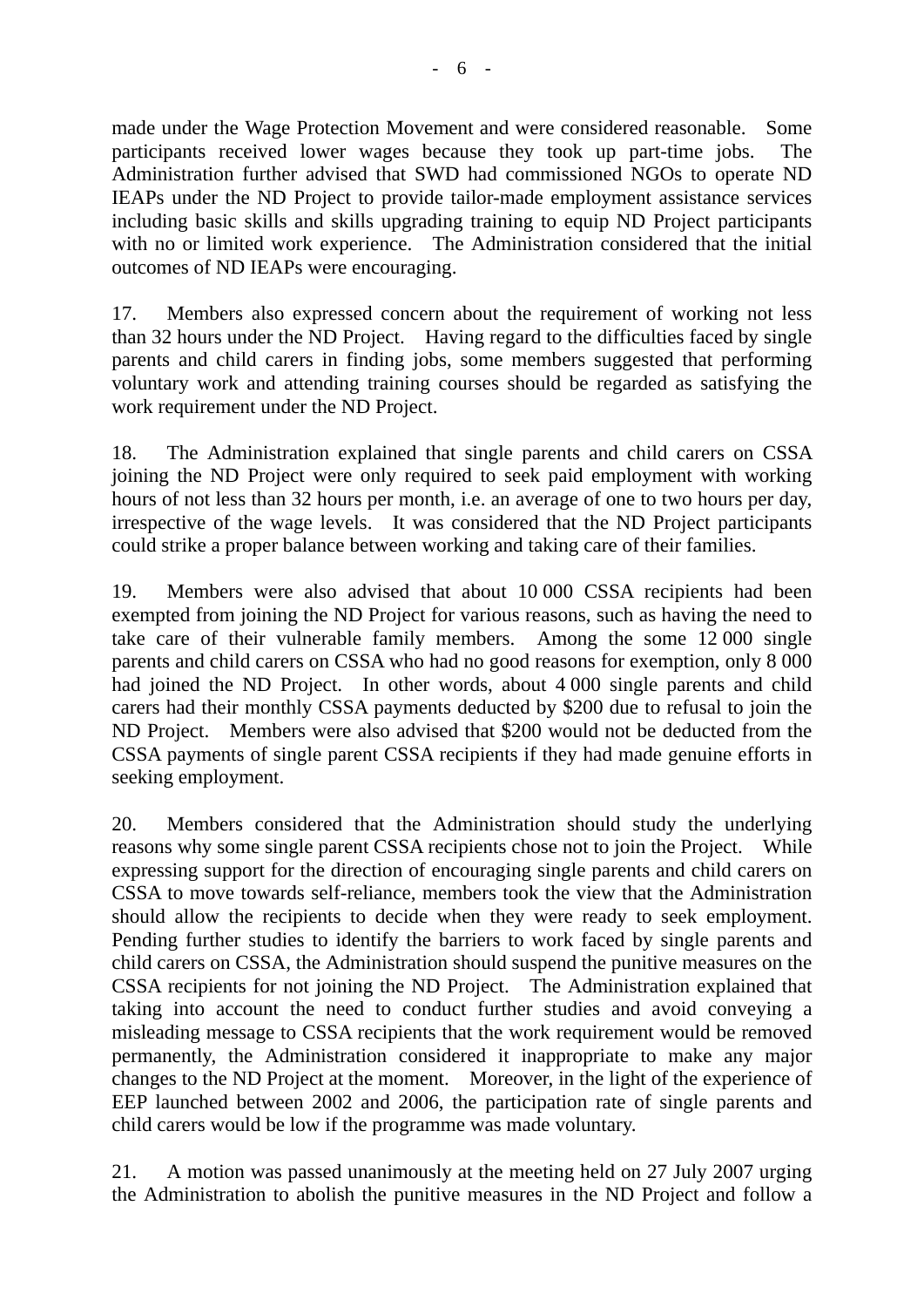made under the Wage Protection Movement and were considered reasonable. Some participants received lower wages because they took up part-time jobs. The Administration further advised that SWD had commissioned NGOs to operate ND IEAPs under the ND Project to provide tailor-made employment assistance services including basic skills and skills upgrading training to equip ND Project participants with no or limited work experience. The Administration considered that the initial outcomes of ND IEAPs were encouraging.

17. Members also expressed concern about the requirement of working not less than 32 hours under the ND Project. Having regard to the difficulties faced by single parents and child carers in finding jobs, some members suggested that performing voluntary work and attending training courses should be regarded as satisfying the work requirement under the ND Project.

18. The Administration explained that single parents and child carers on CSSA joining the ND Project were only required to seek paid employment with working hours of not less than 32 hours per month, i.e. an average of one to two hours per day, irrespective of the wage levels. It was considered that the ND Project participants could strike a proper balance between working and taking care of their families.

19. Members were also advised that about 10 000 CSSA recipients had been exempted from joining the ND Project for various reasons, such as having the need to take care of their vulnerable family members. Among the some 12 000 single parents and child carers on CSSA who had no good reasons for exemption, only 8 000 had joined the ND Project. In other words, about 4 000 single parents and child carers had their monthly CSSA payments deducted by $200 due to refusal to join the ND Project. Members were also advised that $200 would not be deducted from the CSSA payments of single parent CSSA recipients if they had made genuine efforts in seeking employment.

20. Members considered that the Administration should study the underlying reasons why some single parent CSSA recipients chose not to join the Project. While expressing support for the direction of encouraging single parents and child carers on CSSA to move towards self-reliance, members took the view that the Administration should allow the recipients to decide when they were ready to seek employment. Pending further studies to identify the barriers to work faced by single parents and child carers on CSSA, the Administration should suspend the punitive measures on the CSSA recipients for not joining the ND Project. The Administration explained that taking into account the need to conduct further studies and avoid conveying a misleading message to CSSA recipients that the work requirement would be removed permanently, the Administration considered it inappropriate to make any major changes to the ND Project at the moment. Moreover, in the light of the experience of EEP launched between 2002 and 2006, the participation rate of single parents and child carers would be low if the programme was made voluntary.

21. A motion was passed unanimously at the meeting held on 27 July 2007 urging the Administration to abolish the punitive measures in the ND Project and follow a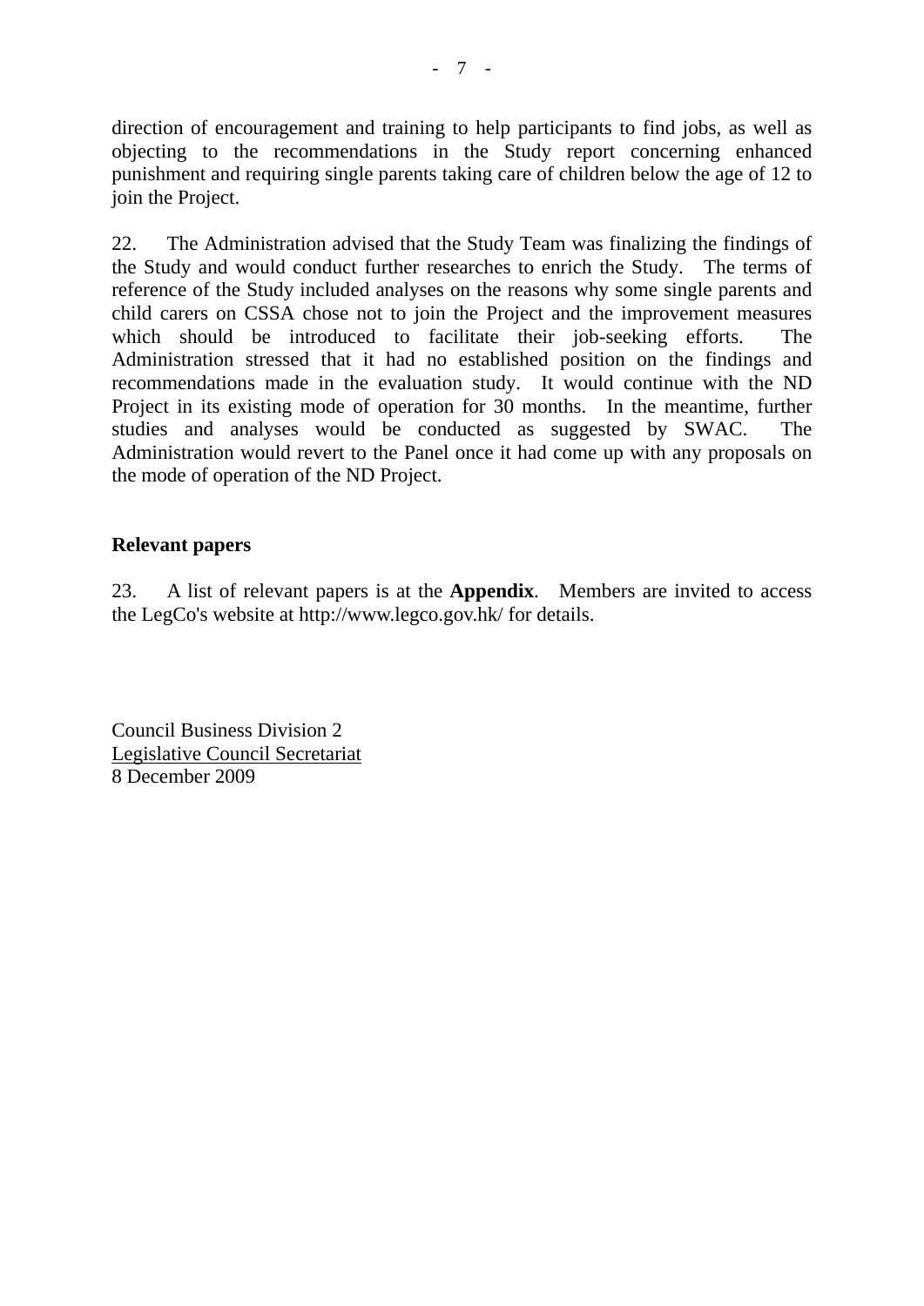direction of encouragement and training to help participants to find jobs, as well as objecting to the recommendations in the Study report concerning enhanced punishment and requiring single parents taking care of children below the age of 12 to join the Project.

22. The Administration advised that the Study Team was finalizing the findings of the Study and would conduct further researches to enrich the Study. The terms of reference of the Study included analyses on the reasons why some single parents and child carers on CSSA chose not to join the Project and the improvement measures which should be introduced to facilitate their job-seeking efforts. The Administration stressed that it had no established position on the findings and recommendations made in the evaluation study. It would continue with the ND Project in its existing mode of operation for 30 months. In the meantime, further studies and analyses would be conducted as suggested by SWAC. The Administration would revert to the Panel once it had come up with any proposals on the mode of operation of the ND Project.

## Relevant papers

23. A list of relevant papers is at the **Appendix**. Members are invited to access the LegCo's website at http://www.legco.gov.hk/ for details.

Council Business Division 2
Legislative Council Secretariat
8 December 2009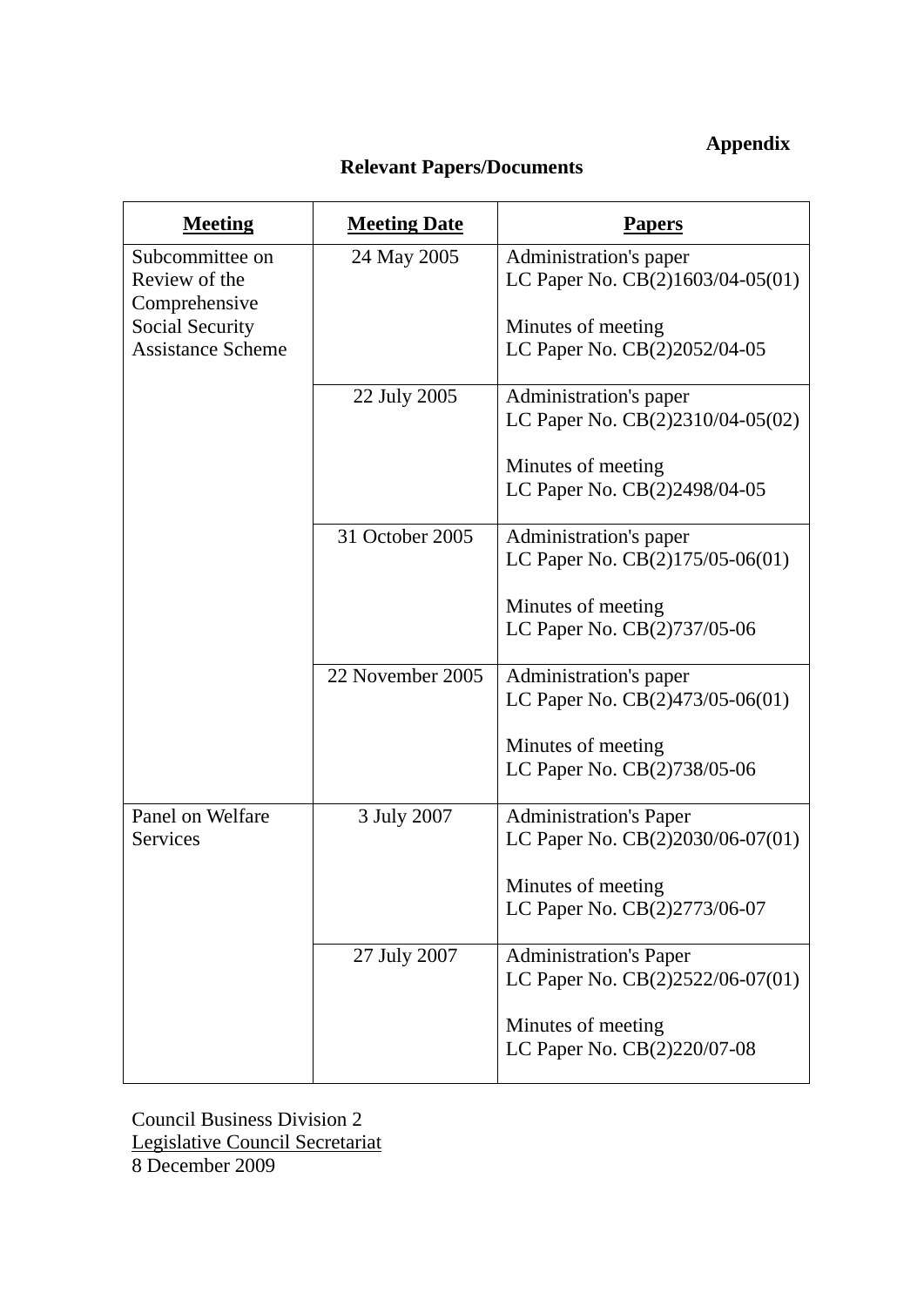**Appendix**

**Relevant Papers/Documents**

| **Meeting** | **Meeting Date** | **Papers** |
|---|---|---|
| Subcommittee on Review of the Comprehensive Social Security Assistance Scheme | 24 May 2005 | Administration's paper LC Paper No. CB(2)1603/04-05(01)<br><br>Minutes of meeting LC Paper No. CB(2)2052/04-05 |
| | 22 July 2005 | Administration's paper LC Paper No. CB(2)2310/04-05(02)<br><br>Minutes of meeting LC Paper No. CB(2)2498/04-05 |
| | 31 October 2005 | Administration's paper LC Paper No. CB(2)175/05-06(01)<br><br>Minutes of meeting LC Paper No. CB(2)737/05-06 |
| | 22 November 2005 | Administration's paper LC Paper No. CB(2)473/05-06(01)<br><br>Minutes of meeting LC Paper No. CB(2)738/05-06 |
| Panel on Welfare Services | 3 July 2007 | Administration's Paper LC Paper No. CB(2)2030/06-07(01)<br><br>Minutes of meeting LC Paper No. CB(2)2773/06-07 |
| | 27 July 2007 | Administration's Paper LC Paper No. CB(2)2522/06-07(01)<br><br>Minutes of meeting LC Paper No. CB(2)220/07-08 |

Council Business Division 2
Legislative Council Secretariat
8 December 2009